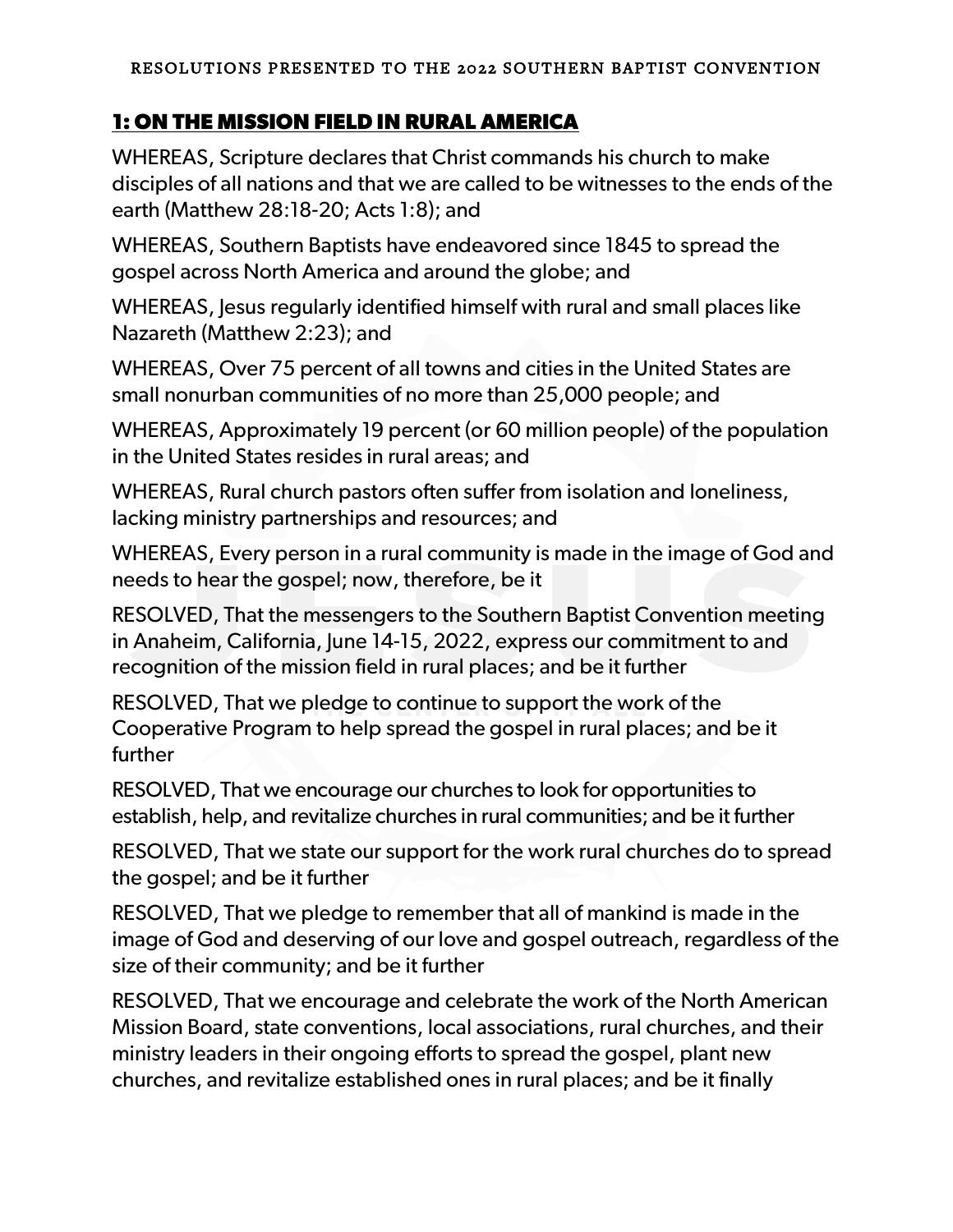RESOLUTIONS PRESENTED TO THE 2022 SOUTHERN BAPTIST CONVENTION

## 1: ON THE MISSION FIELD IN RURAL AMERICA

WHEREAS, Scripture declares that Christ commands his church to make disciples of all nations and that we are called to be witnesses to the ends of the earth (Matthew 28:18-20; Acts 1:8); and

WHEREAS, Southern Baptists have endeavored since 1845 to spread the gospel across North America and around the globe; and

WHEREAS, Jesus regularly identified himself with rural and small places like Nazareth (Matthew 2:23); and

WHEREAS, Over 75 percent of all towns and cities in the United States are small nonurban communities of no more than 25,000 people; and

WHEREAS, Approximately 19 percent (or 60 million people) of the population in the United States resides in rural areas; and

WHEREAS, Rural church pastors often suffer from isolation and loneliness, lacking ministry partnerships and resources; and

WHEREAS, Every person in a rural community is made in the image of God and needs to hear the gospel; now, therefore, be it

RESOLVED, That the messengers to the Southern Baptist Convention meeting in Anaheim, California, June 14-15, 2022, express our commitment to and recognition of the mission field in rural places; and be it further

RESOLVED, That we pledge to continue to support the work of the Cooperative Program to help spread the gospel in rural places; and be it further

RESOLVED, That we encourage our churches to look for opportunities to establish, help, and revitalize churches in rural communities; and be it further

RESOLVED, That we state our support for the work rural churches do to spread the gospel; and be it further

RESOLVED, That we pledge to remember that all of mankind is made in the image of God and deserving of our love and gospel outreach, regardless of the size of their community; and be it further

RESOLVED, That we encourage and celebrate the work of the North American Mission Board, state conventions, local associations, rural churches, and their ministry leaders in their ongoing efforts to spread the gospel, plant new churches, and revitalize established ones in rural places; and be it finally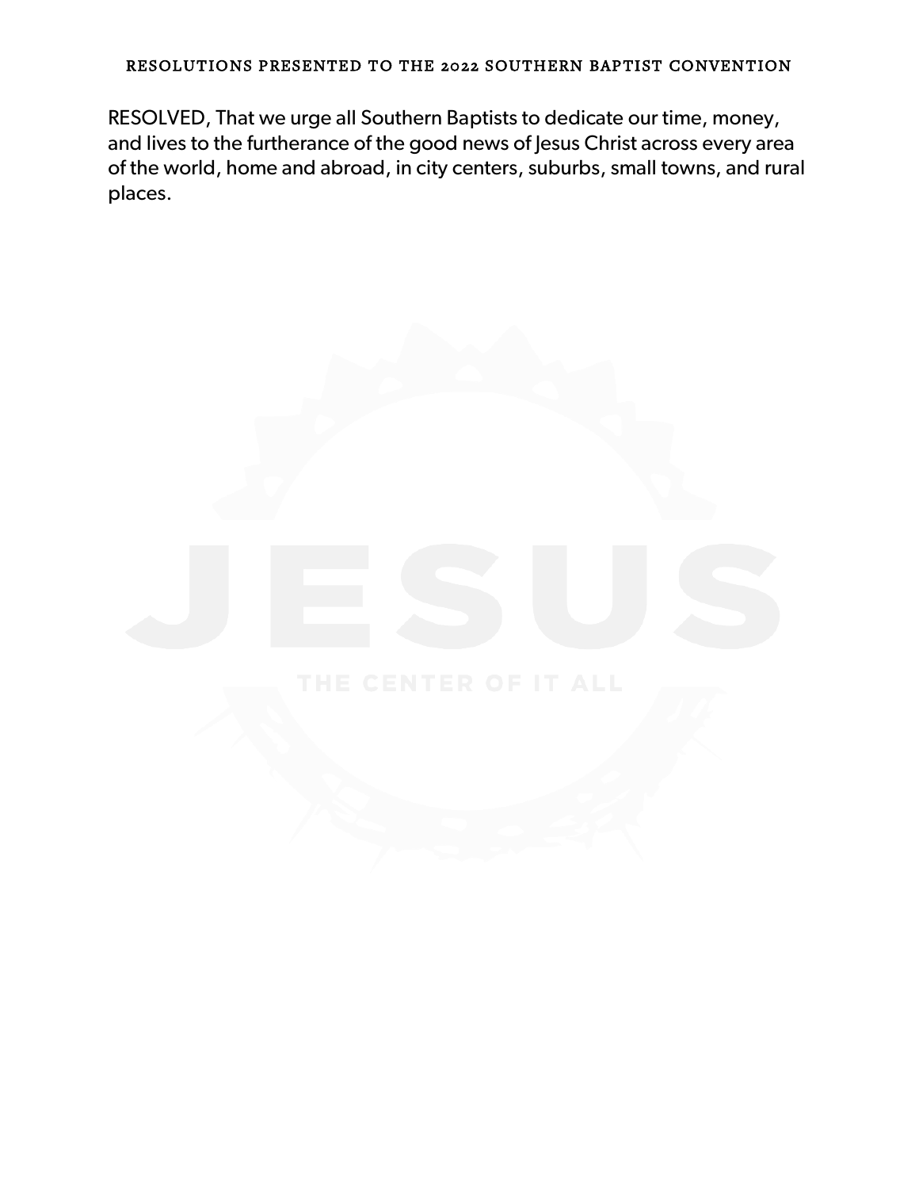RESOLVED, That we urge all Southern Baptists to dedicate our time, money, and lives to the furtherance of the good news of Jesus Christ across every area of the world, home and abroad, in city centers, suburbs, small towns, and rural places.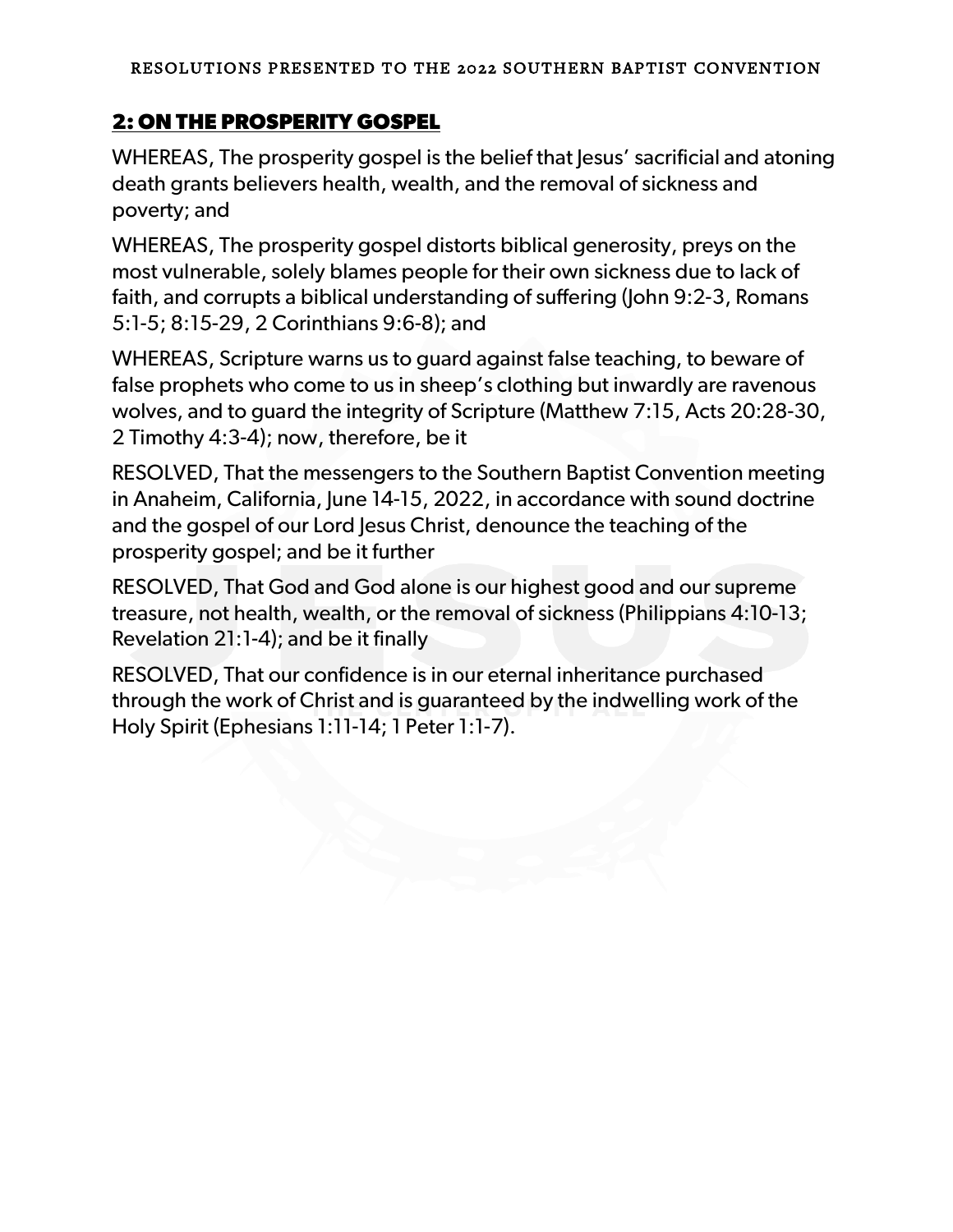## 2: ON THE PROSPERITY GOSPEL

WHEREAS, The prosperity gospel is the belief that Jesus' sacrificial and atoning death grants believers health, wealth, and the removal of sickness and poverty; and

WHEREAS, The prosperity gospel distorts biblical generosity, preys on the most vulnerable, solely blames people for their own sickness due to lack of faith, and corrupts a biblical understanding of suffering (John 9:2-3, Romans 5:1-5; 8:15-29, 2 Corinthians 9:6-8); and

WHEREAS, Scripture warns us to guard against false teaching, to beware of false prophets who come to us in sheep's clothing but inwardly are ravenous wolves, and to guard the integrity of Scripture (Matthew 7:15, Acts 20:28-30, 2 Timothy 4:3-4); now, therefore, be it

RESOLVED, That the messengers to the Southern Baptist Convention meeting in Anaheim, California, June 14-15, 2022, in accordance with sound doctrine and the gospel of our Lord Jesus Christ, denounce the teaching of the prosperity gospel; and be it further

RESOLVED, That God and God alone is our highest good and our supreme treasure, not health, wealth, or the removal of sickness (Philippians 4:10-13; Revelation 21:1-4); and be it finally

RESOLVED, That our confidence is in our eternal inheritance purchased through the work of Christ and is guaranteed by the indwelling work of the Holy Spirit (Ephesians 1:11-14; 1 Peter 1:1-7).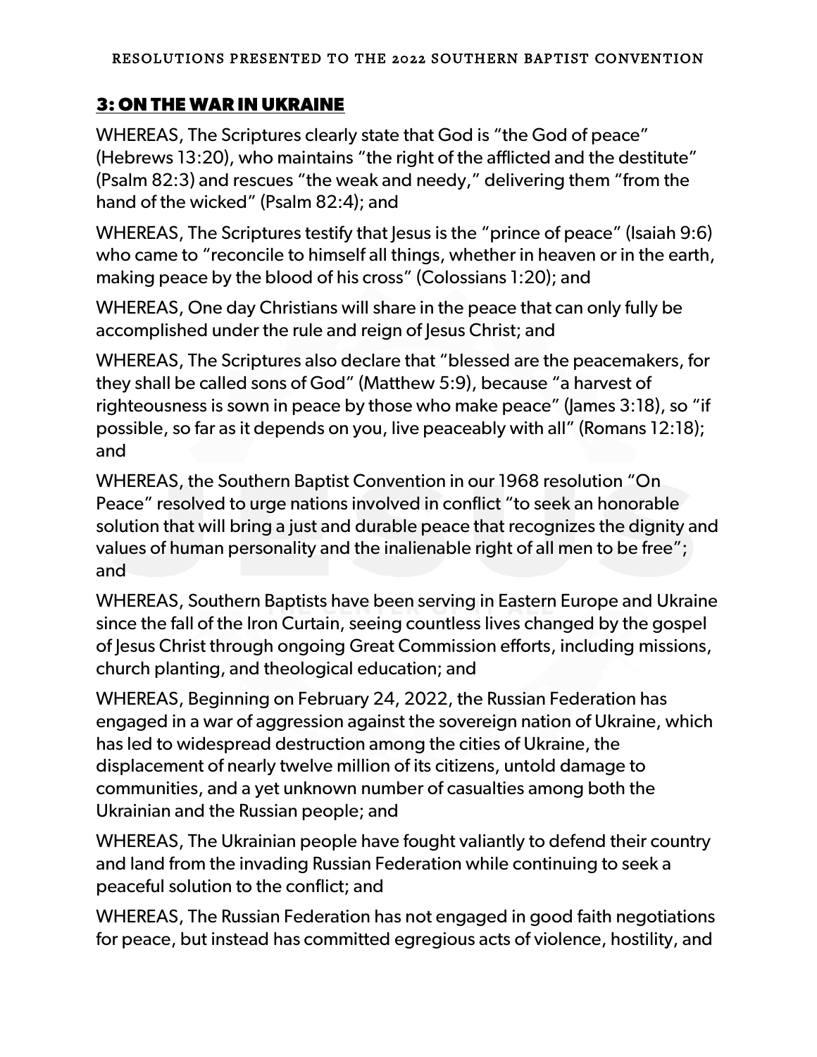## 3: ON THE WAR IN UKRAINE

WHEREAS, The Scriptures clearly state that God is "the God of peace" (Hebrews 13:20), who maintains "the right of the afflicted and the destitute" (Psalm 82:3) and rescues "the weak and needy," delivering them "from the hand of the wicked" (Psalm 82:4); and

WHEREAS, The Scriptures testify that Jesus is the "prince of peace" (Isaiah 9:6) who came to "reconcile to himself all things, whether in heaven or in the earth, making peace by the blood of his cross" (Colossians 1:20); and

WHEREAS, One day Christians will share in the peace that can only fully be accomplished under the rule and reign of Jesus Christ; and

WHEREAS, The Scriptures also declare that "blessed are the peacemakers, for they shall be called sons of God" (Matthew 5:9), because "a harvest of righteousness is sown in peace by those who make peace" (James 3:18), so "if possible, so far as it depends on you, live peaceably with all" (Romans 12:18); and

WHEREAS, the Southern Baptist Convention in our 1968 resolution "On Peace" resolved to urge nations involved in conflict "to seek an honorable solution that will bring a just and durable peace that recognizes the dignity and values of human personality and the inalienable right of all men to be free"; and

WHEREAS, Southern Baptists have been serving in Eastern Europe and Ukraine since the fall of the Iron Curtain, seeing countless lives changed by the gospel of Jesus Christ through ongoing Great Commission efforts, including missions, church planting, and theological education; and

WHEREAS, Beginning on February 24, 2022, the Russian Federation has engaged in a war of aggression against the sovereign nation of Ukraine, which has led to widespread destruction among the cities of Ukraine, the displacement of nearly twelve million of its citizens, untold damage to communities, and a yet unknown number of casualties among both the Ukrainian and the Russian people; and

WHEREAS, The Ukrainian people have fought valiantly to defend their country and land from the invading Russian Federation while continuing to seek a peaceful solution to the conflict; and

WHEREAS, The Russian Federation has not engaged in good faith negotiations for peace, but instead has committed egregious acts of violence, hostility, and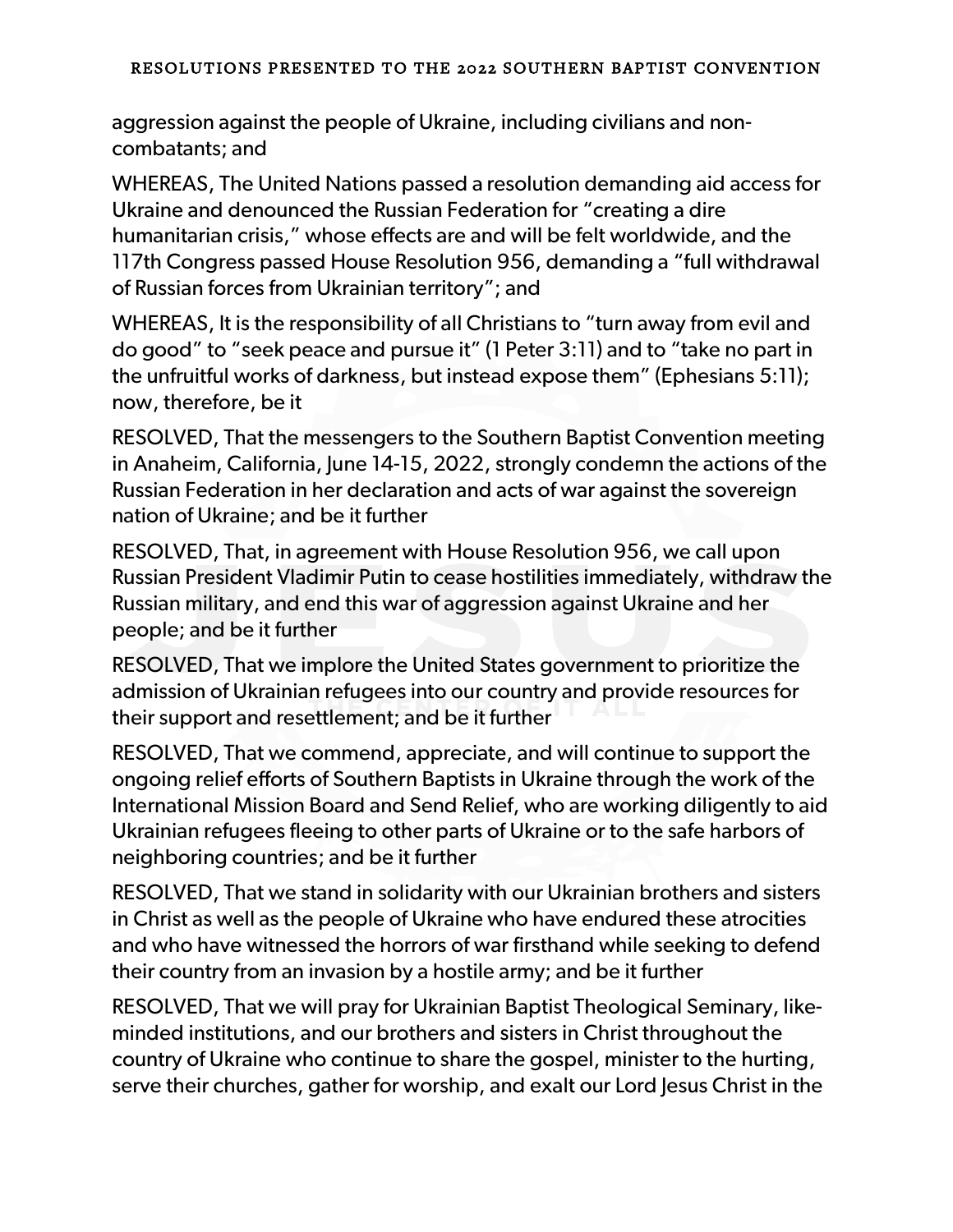aggression against the people of Ukraine, including civilians and non-combatants; and

WHEREAS, The United Nations passed a resolution demanding aid access for Ukraine and denounced the Russian Federation for "creating a dire humanitarian crisis," whose effects are and will be felt worldwide, and the 117th Congress passed House Resolution 956, demanding a "full withdrawal of Russian forces from Ukrainian territory"; and

WHEREAS, It is the responsibility of all Christians to "turn away from evil and do good" to "seek peace and pursue it" (1 Peter 3:11) and to "take no part in the unfruitful works of darkness, but instead expose them" (Ephesians 5:11); now, therefore, be it

RESOLVED, That the messengers to the Southern Baptist Convention meeting in Anaheim, California, June 14-15, 2022, strongly condemn the actions of the Russian Federation in her declaration and acts of war against the sovereign nation of Ukraine; and be it further

RESOLVED, That, in agreement with House Resolution 956, we call upon Russian President Vladimir Putin to cease hostilities immediately, withdraw the Russian military, and end this war of aggression against Ukraine and her people; and be it further

RESOLVED, That we implore the United States government to prioritize the admission of Ukrainian refugees into our country and provide resources for their support and resettlement; and be it further

RESOLVED, That we commend, appreciate, and will continue to support the ongoing relief efforts of Southern Baptists in Ukraine through the work of the International Mission Board and Send Relief, who are working diligently to aid Ukrainian refugees fleeing to other parts of Ukraine or to the safe harbors of neighboring countries; and be it further

RESOLVED, That we stand in solidarity with our Ukrainian brothers and sisters in Christ as well as the people of Ukraine who have endured these atrocities and who have witnessed the horrors of war firsthand while seeking to defend their country from an invasion by a hostile army; and be it further

RESOLVED, That we will pray for Ukrainian Baptist Theological Seminary, like-minded institutions, and our brothers and sisters in Christ throughout the country of Ukraine who continue to share the gospel, minister to the hurting, serve their churches, gather for worship, and exalt our Lord Jesus Christ in the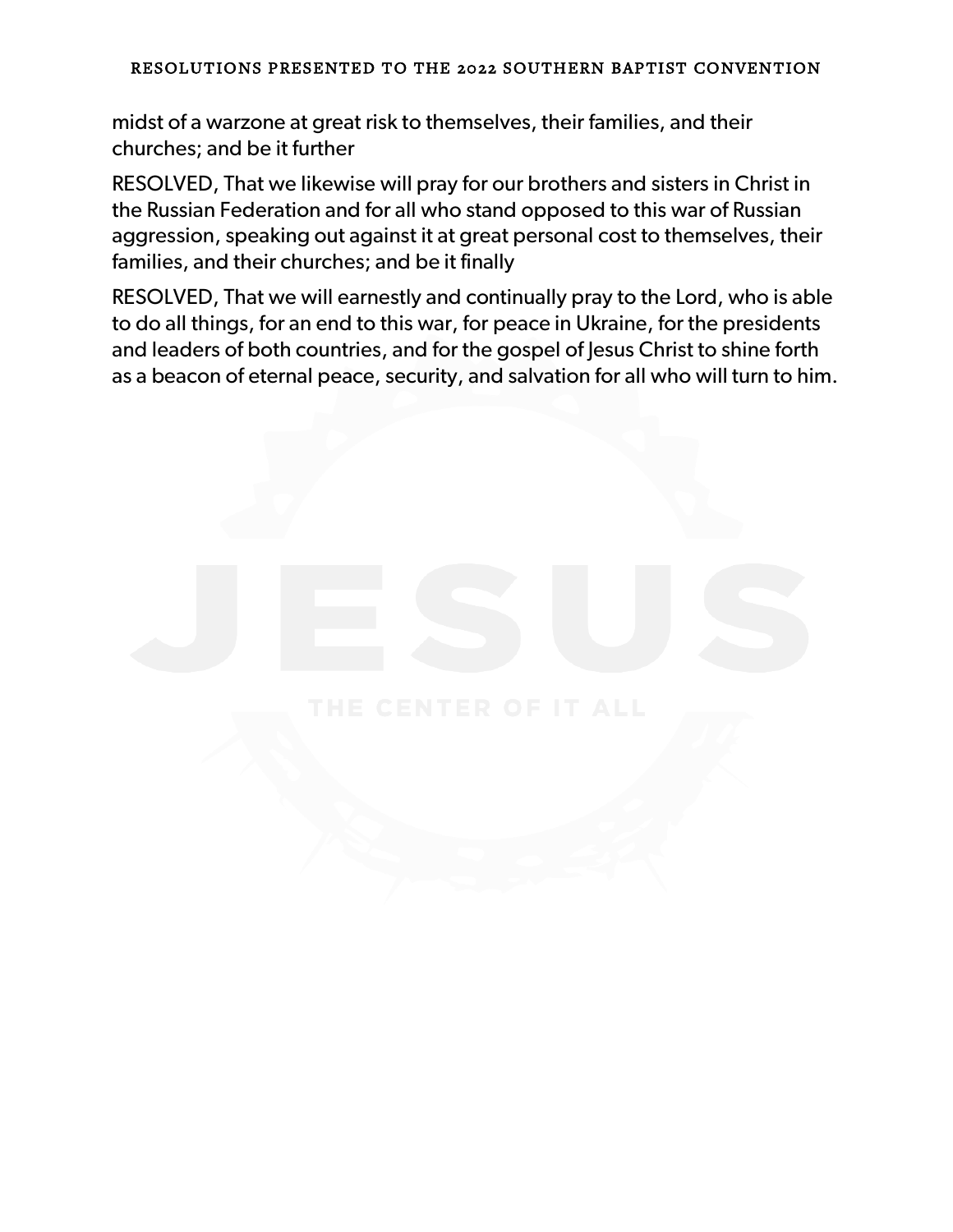midst of a warzone at great risk to themselves, their families, and their churches; and be it further

RESOLVED, That we likewise will pray for our brothers and sisters in Christ in the Russian Federation and for all who stand opposed to this war of Russian aggression, speaking out against it at great personal cost to themselves, their families, and their churches; and be it finally

RESOLVED, That we will earnestly and continually pray to the Lord, who is able to do all things, for an end to this war, for peace in Ukraine, for the presidents and leaders of both countries, and for the gospel of Jesus Christ to shine forth as a beacon of eternal peace, security, and salvation for all who will turn to him.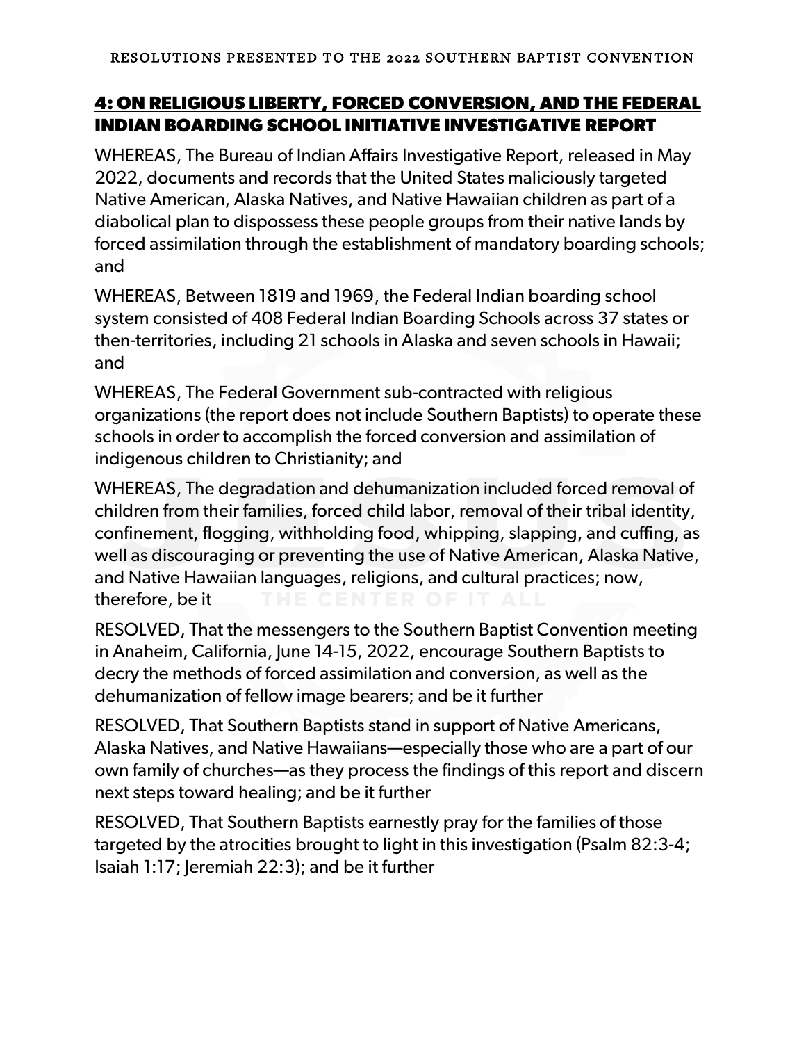## 4: ON RELIGIOUS LIBERTY, FORCED CONVERSION, AND THE FEDERAL INDIAN BOARDING SCHOOL INITIATIVE INVESTIGATIVE REPORT

WHEREAS, The Bureau of Indian Affairs Investigative Report, released in May 2022, documents and records that the United States maliciously targeted Native American, Alaska Natives, and Native Hawaiian children as part of a diabolical plan to dispossess these people groups from their native lands by forced assimilation through the establishment of mandatory boarding schools; and

WHEREAS, Between 1819 and 1969, the Federal Indian boarding school system consisted of 408 Federal Indian Boarding Schools across 37 states or then-territories, including 21 schools in Alaska and seven schools in Hawaii; and

WHEREAS, The Federal Government sub-contracted with religious organizations (the report does not include Southern Baptists) to operate these schools in order to accomplish the forced conversion and assimilation of indigenous children to Christianity; and

WHEREAS, The degradation and dehumanization included forced removal of children from their families, forced child labor, removal of their tribal identity, confinement, flogging, withholding food, whipping, slapping, and cuffing, as well as discouraging or preventing the use of Native American, Alaska Native, and Native Hawaiian languages, religions, and cultural practices; now, therefore, be it

RESOLVED, That the messengers to the Southern Baptist Convention meeting in Anaheim, California, June 14-15, 2022, encourage Southern Baptists to decry the methods of forced assimilation and conversion, as well as the dehumanization of fellow image bearers; and be it further

RESOLVED, That Southern Baptists stand in support of Native Americans, Alaska Natives, and Native Hawaiians—especially those who are a part of our own family of churches—as they process the findings of this report and discern next steps toward healing; and be it further

RESOLVED, That Southern Baptists earnestly pray for the families of those targeted by the atrocities brought to light in this investigation (Psalm 82:3-4; Isaiah 1:17; Jeremiah 22:3); and be it further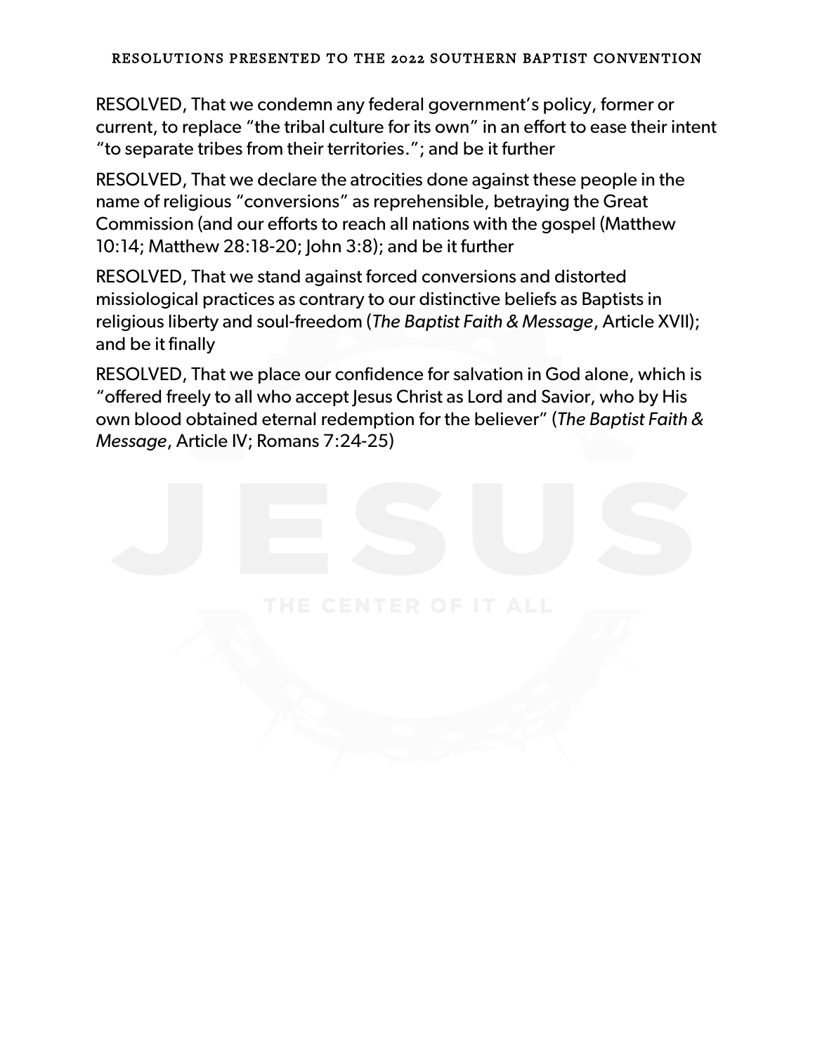RESOLVED, That we condemn any federal government's policy, former or current, to replace "the tribal culture for its own" in an effort to ease their intent "to separate tribes from their territories."; and be it further

RESOLVED, That we declare the atrocities done against these people in the name of religious "conversions" as reprehensible, betraying the Great Commission (and our efforts to reach all nations with the gospel (Matthew 10:14; Matthew 28:18-20; John 3:8); and be it further

RESOLVED, That we stand against forced conversions and distorted missiological practices as contrary to our distinctive beliefs as Baptists in religious liberty and soul-freedom (*The Baptist Faith & Message*, Article XVII); and be it finally

RESOLVED, That we place our confidence for salvation in God alone, which is "offered freely to all who accept Jesus Christ as Lord and Savior, who by His own blood obtained eternal redemption for the believer" (*The Baptist Faith & Message*, Article IV; Romans 7:24-25)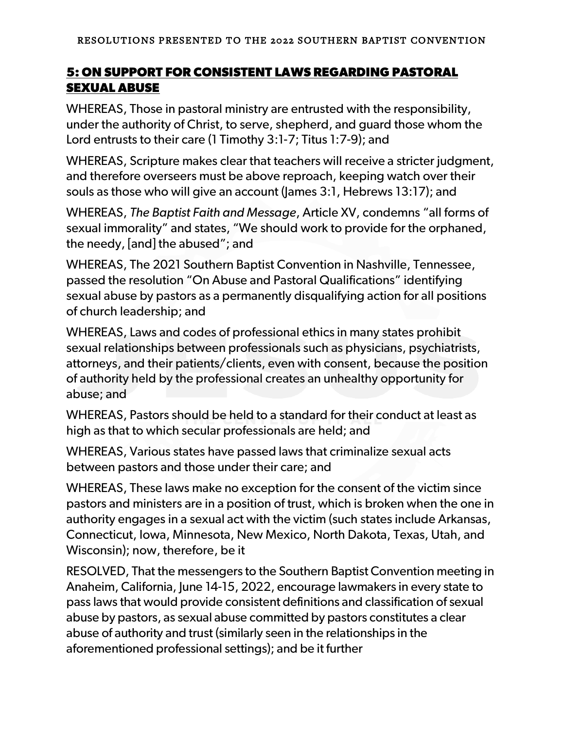## 5: ON SUPPORT FOR CONSISTENT LAWS REGARDING PASTORAL SEXUAL ABUSE

WHEREAS, Those in pastoral ministry are entrusted with the responsibility, under the authority of Christ, to serve, shepherd, and guard those whom the Lord entrusts to their care (1 Timothy 3:1-7; Titus 1:7-9); and

WHEREAS, Scripture makes clear that teachers will receive a stricter judgment, and therefore overseers must be above reproach, keeping watch over their souls as those who will give an account (James 3:1, Hebrews 13:17); and

WHEREAS, *The Baptist Faith and Message*, Article XV, condemns "all forms of sexual immorality" and states, "We should work to provide for the orphaned, the needy, [and] the abused"; and

WHEREAS, The 2021 Southern Baptist Convention in Nashville, Tennessee, passed the resolution "On Abuse and Pastoral Qualifications" identifying sexual abuse by pastors as a permanently disqualifying action for all positions of church leadership; and

WHEREAS, Laws and codes of professional ethics in many states prohibit sexual relationships between professionals such as physicians, psychiatrists, attorneys, and their patients/clients, even with consent, because the position of authority held by the professional creates an unhealthy opportunity for abuse; and

WHEREAS, Pastors should be held to a standard for their conduct at least as high as that to which secular professionals are held; and

WHEREAS, Various states have passed laws that criminalize sexual acts between pastors and those under their care; and

WHEREAS, These laws make no exception for the consent of the victim since pastors and ministers are in a position of trust, which is broken when the one in authority engages in a sexual act with the victim (such states include Arkansas, Connecticut, Iowa, Minnesota, New Mexico, North Dakota, Texas, Utah, and Wisconsin); now, therefore, be it

RESOLVED, That the messengers to the Southern Baptist Convention meeting in Anaheim, California, June 14-15, 2022, encourage lawmakers in every state to pass laws that would provide consistent definitions and classification of sexual abuse by pastors, as sexual abuse committed by pastors constitutes a clear abuse of authority and trust (similarly seen in the relationships in the aforementioned professional settings); and be it further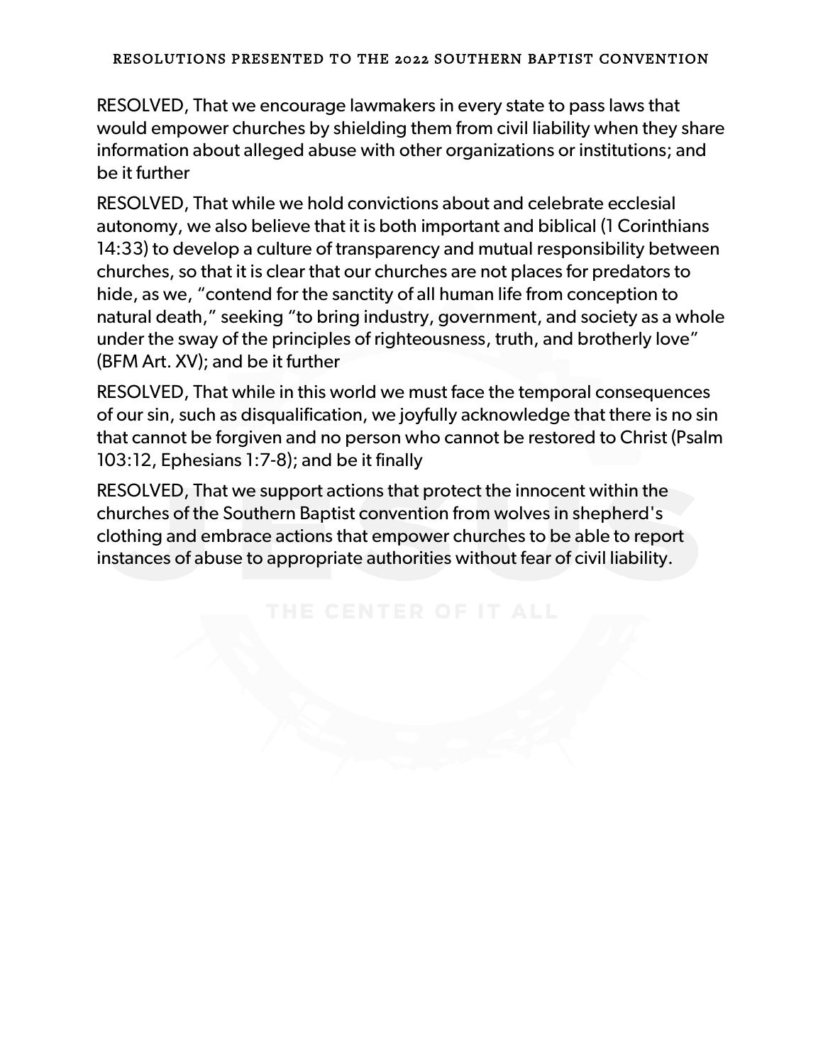RESOLVED, That we encourage lawmakers in every state to pass laws that would empower churches by shielding them from civil liability when they share information about alleged abuse with other organizations or institutions; and be it further

RESOLVED, That while we hold convictions about and celebrate ecclesial autonomy, we also believe that it is both important and biblical (1 Corinthians 14:33) to develop a culture of transparency and mutual responsibility between churches, so that it is clear that our churches are not places for predators to hide, as we, "contend for the sanctity of all human life from conception to natural death," seeking "to bring industry, government, and society as a whole under the sway of the principles of righteousness, truth, and brotherly love" (BFM Art. XV); and be it further

RESOLVED, That while in this world we must face the temporal consequences of our sin, such as disqualification, we joyfully acknowledge that there is no sin that cannot be forgiven and no person who cannot be restored to Christ (Psalm 103:12, Ephesians 1:7-8); and be it finally

RESOLVED, That we support actions that protect the innocent within the churches of the Southern Baptist convention from wolves in shepherd's clothing and embrace actions that empower churches to be able to report instances of abuse to appropriate authorities without fear of civil liability.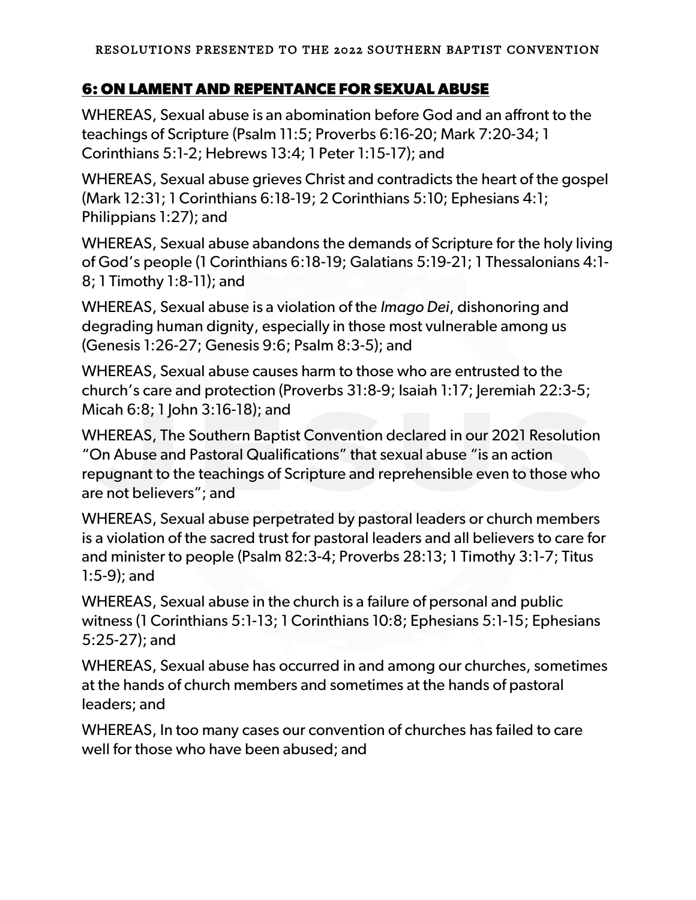## 6: ON LAMENT AND REPENTANCE FOR SEXUAL ABUSE

WHEREAS, Sexual abuse is an abomination before God and an affront to the teachings of Scripture (Psalm 11:5; Proverbs 6:16-20; Mark 7:20-34; 1 Corinthians 5:1-2; Hebrews 13:4; 1 Peter 1:15-17); and

WHEREAS, Sexual abuse grieves Christ and contradicts the heart of the gospel (Mark 12:31; 1 Corinthians 6:18-19; 2 Corinthians 5:10; Ephesians 4:1; Philippians 1:27); and

WHEREAS, Sexual abuse abandons the demands of Scripture for the holy living of God's people (1 Corinthians 6:18-19; Galatians 5:19-21; 1 Thessalonians 4:1-8; 1 Timothy 1:8-11); and

WHEREAS, Sexual abuse is a violation of the *Imago Dei*, dishonoring and degrading human dignity, especially in those most vulnerable among us (Genesis 1:26-27; Genesis 9:6; Psalm 8:3-5); and

WHEREAS, Sexual abuse causes harm to those who are entrusted to the church's care and protection (Proverbs 31:8-9; Isaiah 1:17; Jeremiah 22:3-5; Micah 6:8; 1 John 3:16-18); and

WHEREAS, The Southern Baptist Convention declared in our 2021 Resolution "On Abuse and Pastoral Qualifications" that sexual abuse "is an action repugnant to the teachings of Scripture and reprehensible even to those who are not believers"; and

WHEREAS, Sexual abuse perpetrated by pastoral leaders or church members is a violation of the sacred trust for pastoral leaders and all believers to care for and minister to people (Psalm 82:3-4; Proverbs 28:13; 1 Timothy 3:1-7; Titus 1:5-9); and

WHEREAS, Sexual abuse in the church is a failure of personal and public witness (1 Corinthians 5:1-13; 1 Corinthians 10:8; Ephesians 5:1-15; Ephesians 5:25-27); and

WHEREAS, Sexual abuse has occurred in and among our churches, sometimes at the hands of church members and sometimes at the hands of pastoral leaders; and

WHEREAS, In too many cases our convention of churches has failed to care well for those who have been abused; and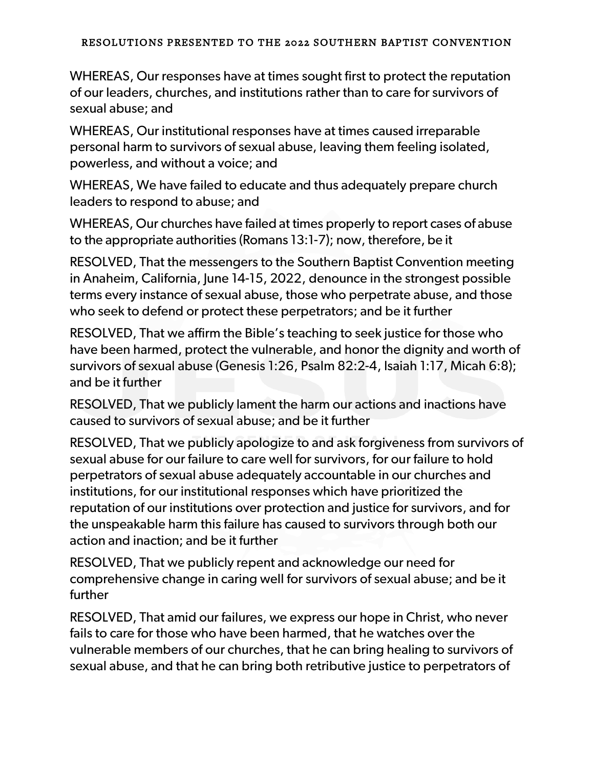WHEREAS, Our responses have at times sought first to protect the reputation of our leaders, churches, and institutions rather than to care for survivors of sexual abuse; and

WHEREAS, Our institutional responses have at times caused irreparable personal harm to survivors of sexual abuse, leaving them feeling isolated, powerless, and without a voice; and

WHEREAS, We have failed to educate and thus adequately prepare church leaders to respond to abuse; and

WHEREAS, Our churches have failed at times properly to report cases of abuse to the appropriate authorities (Romans 13:1-7); now, therefore, be it

RESOLVED, That the messengers to the Southern Baptist Convention meeting in Anaheim, California, June 14-15, 2022, denounce in the strongest possible terms every instance of sexual abuse, those who perpetrate abuse, and those who seek to defend or protect these perpetrators; and be it further

RESOLVED, That we affirm the Bible's teaching to seek justice for those who have been harmed, protect the vulnerable, and honor the dignity and worth of survivors of sexual abuse (Genesis 1:26, Psalm 82:2-4, Isaiah 1:17, Micah 6:8); and be it further

RESOLVED, That we publicly lament the harm our actions and inactions have caused to survivors of sexual abuse; and be it further

RESOLVED, That we publicly apologize to and ask forgiveness from survivors of sexual abuse for our failure to care well for survivors, for our failure to hold perpetrators of sexual abuse adequately accountable in our churches and institutions, for our institutional responses which have prioritized the reputation of our institutions over protection and justice for survivors, and for the unspeakable harm this failure has caused to survivors through both our action and inaction; and be it further

RESOLVED, That we publicly repent and acknowledge our need for comprehensive change in caring well for survivors of sexual abuse; and be it further

RESOLVED, That amid our failures, we express our hope in Christ, who never fails to care for those who have been harmed, that he watches over the vulnerable members of our churches, that he can bring healing to survivors of sexual abuse, and that he can bring both retributive justice to perpetrators of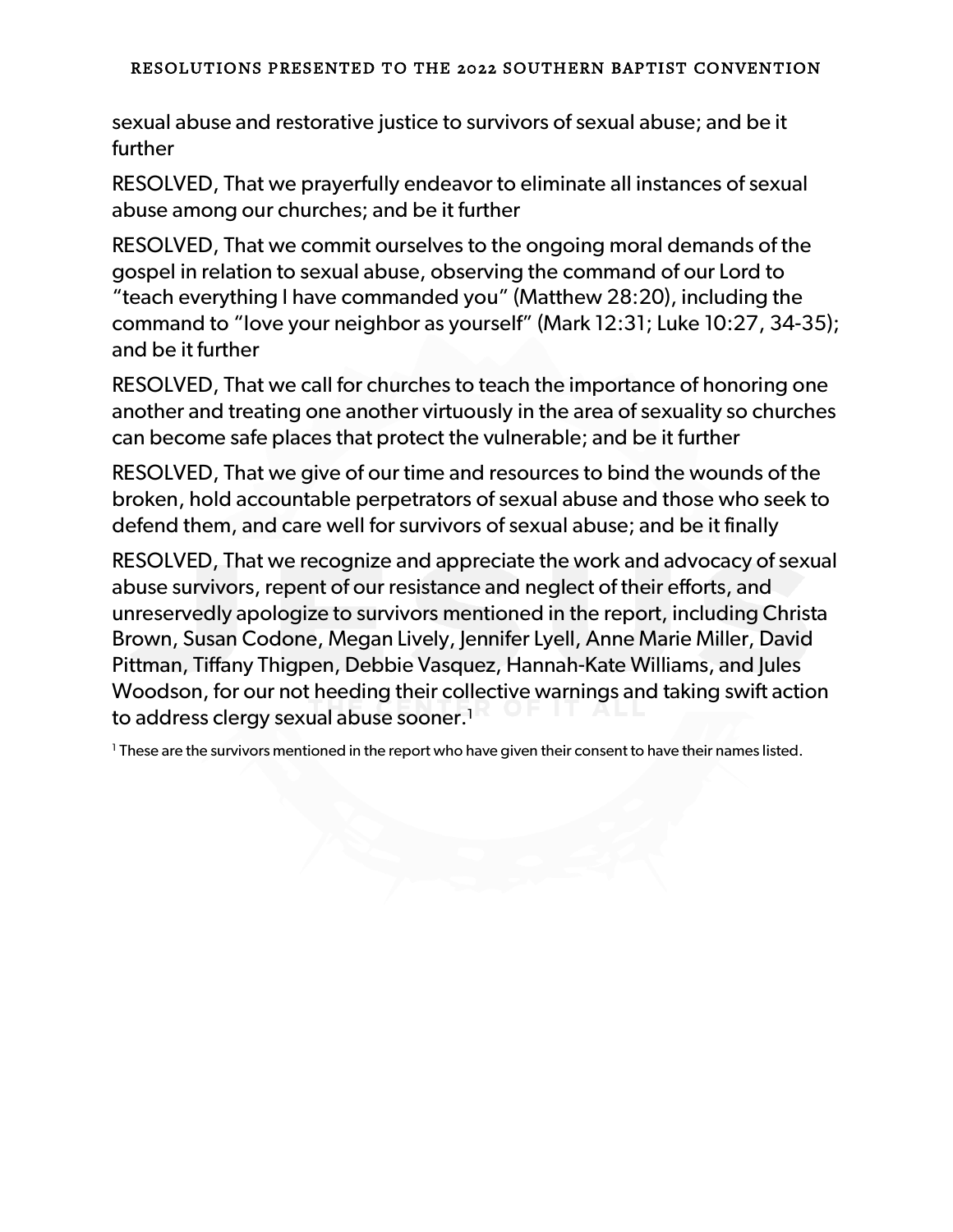sexual abuse and restorative justice to survivors of sexual abuse; and be it further

RESOLVED, That we prayerfully endeavor to eliminate all instances of sexual abuse among our churches; and be it further

RESOLVED, That we commit ourselves to the ongoing moral demands of the gospel in relation to sexual abuse, observing the command of our Lord to "teach everything I have commanded you" (Matthew 28:20), including the command to "love your neighbor as yourself" (Mark 12:31; Luke 10:27, 34-35); and be it further

RESOLVED, That we call for churches to teach the importance of honoring one another and treating one another virtuously in the area of sexuality so churches can become safe places that protect the vulnerable; and be it further

RESOLVED, That we give of our time and resources to bind the wounds of the broken, hold accountable perpetrators of sexual abuse and those who seek to defend them, and care well for survivors of sexual abuse; and be it finally

RESOLVED, That we recognize and appreciate the work and advocacy of sexual abuse survivors, repent of our resistance and neglect of their efforts, and unreservedly apologize to survivors mentioned in the report, including Christa Brown, Susan Codone, Megan Lively, Jennifer Lyell, Anne Marie Miller, David Pittman, Tiffany Thigpen, Debbie Vasquez, Hannah-Kate Williams, and Jules Woodson, for our not heeding their collective warnings and taking swift action to address clergy sexual abuse sooner.[1]

[1] These are the survivors mentioned in the report who have given their consent to have their names listed.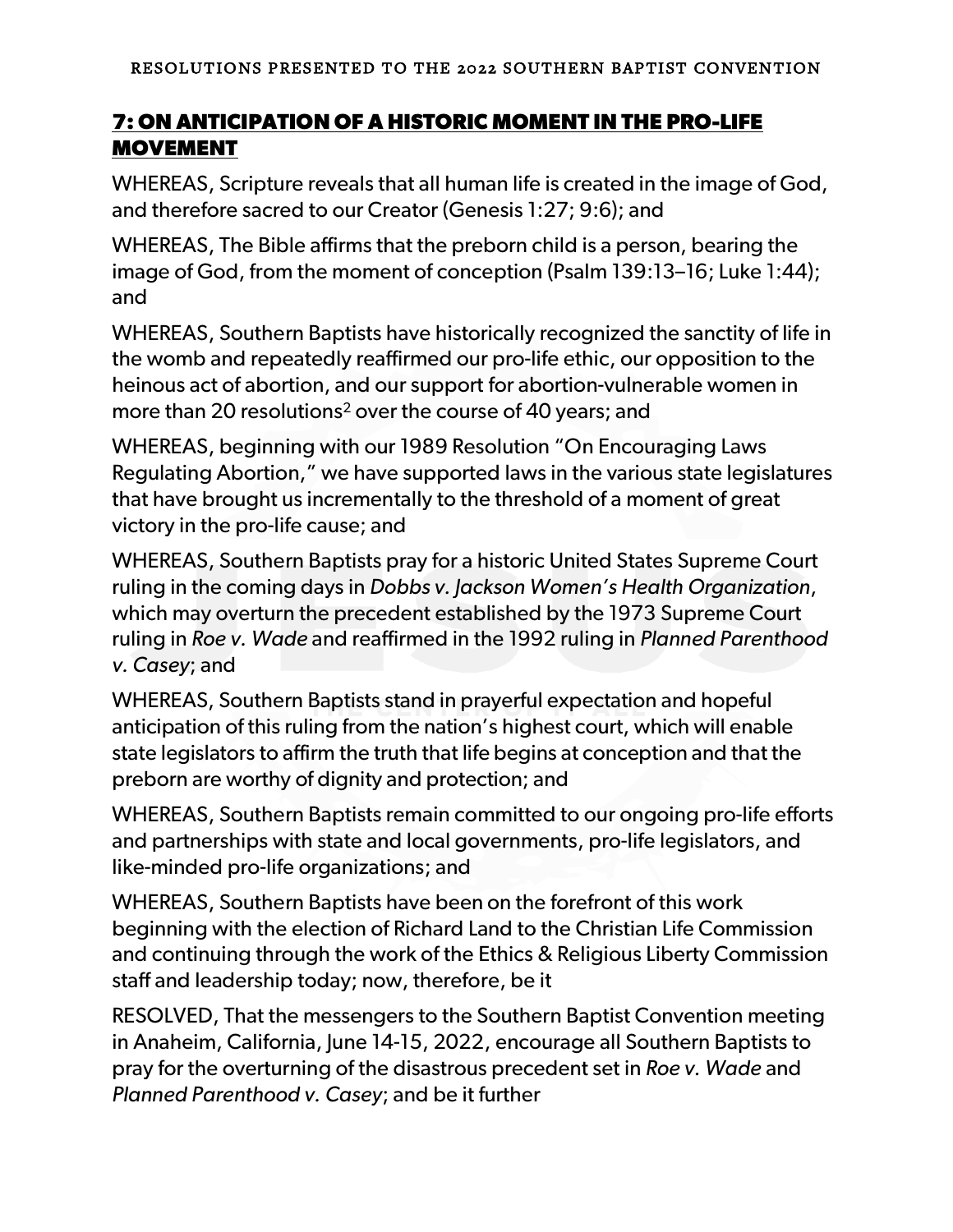## 7: ON ANTICIPATION OF A HISTORIC MOMENT IN THE PRO-LIFE MOVEMENT

WHEREAS, Scripture reveals that all human life is created in the image of God, and therefore sacred to our Creator (Genesis 1:27; 9:6); and

WHEREAS, The Bible affirms that the preborn child is a person, bearing the image of God, from the moment of conception (Psalm 139:13–16; Luke 1:44); and

WHEREAS, Southern Baptists have historically recognized the sanctity of life in the womb and repeatedly reaffirmed our pro-life ethic, our opposition to the heinous act of abortion, and our support for abortion-vulnerable women in more than 20 resolutions[2] over the course of 40 years; and

WHEREAS, beginning with our 1989 Resolution "On Encouraging Laws Regulating Abortion," we have supported laws in the various state legislatures that have brought us incrementally to the threshold of a moment of great victory in the pro-life cause; and

WHEREAS, Southern Baptists pray for a historic United States Supreme Court ruling in the coming days in *Dobbs v. Jackson Women's Health Organization*, which may overturn the precedent established by the 1973 Supreme Court ruling in *Roe v. Wade* and reaffirmed in the 1992 ruling in *Planned Parenthood v. Casey*; and

WHEREAS, Southern Baptists stand in prayerful expectation and hopeful anticipation of this ruling from the nation's highest court, which will enable state legislators to affirm the truth that life begins at conception and that the preborn are worthy of dignity and protection; and

WHEREAS, Southern Baptists remain committed to our ongoing pro-life efforts and partnerships with state and local governments, pro-life legislators, and like-minded pro-life organizations; and

WHEREAS, Southern Baptists have been on the forefront of this work beginning with the election of Richard Land to the Christian Life Commission and continuing through the work of the Ethics & Religious Liberty Commission staff and leadership today; now, therefore, be it

RESOLVED, That the messengers to the Southern Baptist Convention meeting in Anaheim, California, June 14-15, 2022, encourage all Southern Baptists to pray for the overturning of the disastrous precedent set in *Roe v. Wade* and *Planned Parenthood v. Casey*; and be it further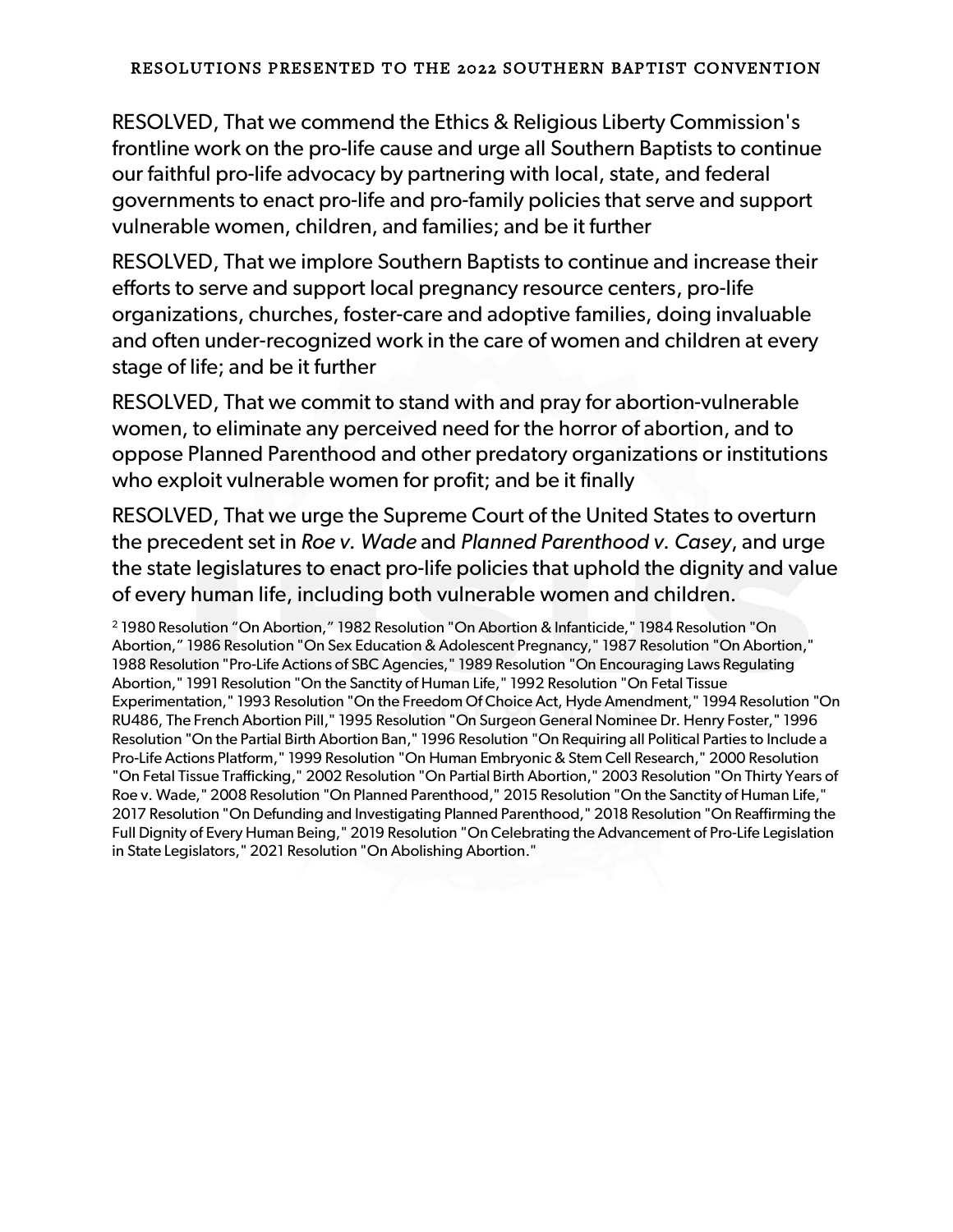RESOLVED, That we commend the Ethics & Religious Liberty Commission's frontline work on the pro-life cause and urge all Southern Baptists to continue our faithful pro-life advocacy by partnering with local, state, and federal governments to enact pro-life and pro-family policies that serve and support vulnerable women, children, and families; and be it further

RESOLVED, That we implore Southern Baptists to continue and increase their efforts to serve and support local pregnancy resource centers, pro-life organizations, churches, foster-care and adoptive families, doing invaluable and often under-recognized work in the care of women and children at every stage of life; and be it further

RESOLVED, That we commit to stand with and pray for abortion-vulnerable women, to eliminate any perceived need for the horror of abortion, and to oppose Planned Parenthood and other predatory organizations or institutions who exploit vulnerable women for profit; and be it finally

RESOLVED, That we urge the Supreme Court of the United States to overturn the precedent set in *Roe v. Wade* and *Planned Parenthood v. Casey*, and urge the state legislatures to enact pro-life policies that uphold the dignity and value of every human life, including both vulnerable women and children.

[2] 1980 Resolution "On Abortion," 1982 Resolution "On Abortion & Infanticide," 1984 Resolution "On Abortion," 1986 Resolution "On Sex Education & Adolescent Pregnancy," 1987 Resolution "On Abortion," 1988 Resolution "Pro-Life Actions of SBC Agencies," 1989 Resolution "On Encouraging Laws Regulating Abortion," 1991 Resolution "On the Sanctity of Human Life," 1992 Resolution "On Fetal Tissue Experimentation," 1993 Resolution "On the Freedom Of Choice Act, Hyde Amendment," 1994 Resolution "On RU486, The French Abortion Pill," 1995 Resolution "On Surgeon General Nominee Dr. Henry Foster," 1996 Resolution "On the Partial Birth Abortion Ban," 1996 Resolution "On Requiring all Political Parties to Include a Pro-Life Actions Platform," 1999 Resolution "On Human Embryonic & Stem Cell Research," 2000 Resolution "On Fetal Tissue Trafficking," 2002 Resolution "On Partial Birth Abortion," 2003 Resolution "On Thirty Years of Roe v. Wade," 2008 Resolution "On Planned Parenthood," 2015 Resolution "On the Sanctity of Human Life," 2017 Resolution "On Defunding and Investigating Planned Parenthood," 2018 Resolution "On Reaffirming the Full Dignity of Every Human Being," 2019 Resolution "On Celebrating the Advancement of Pro-Life Legislation in State Legislators," 2021 Resolution "On Abolishing Abortion."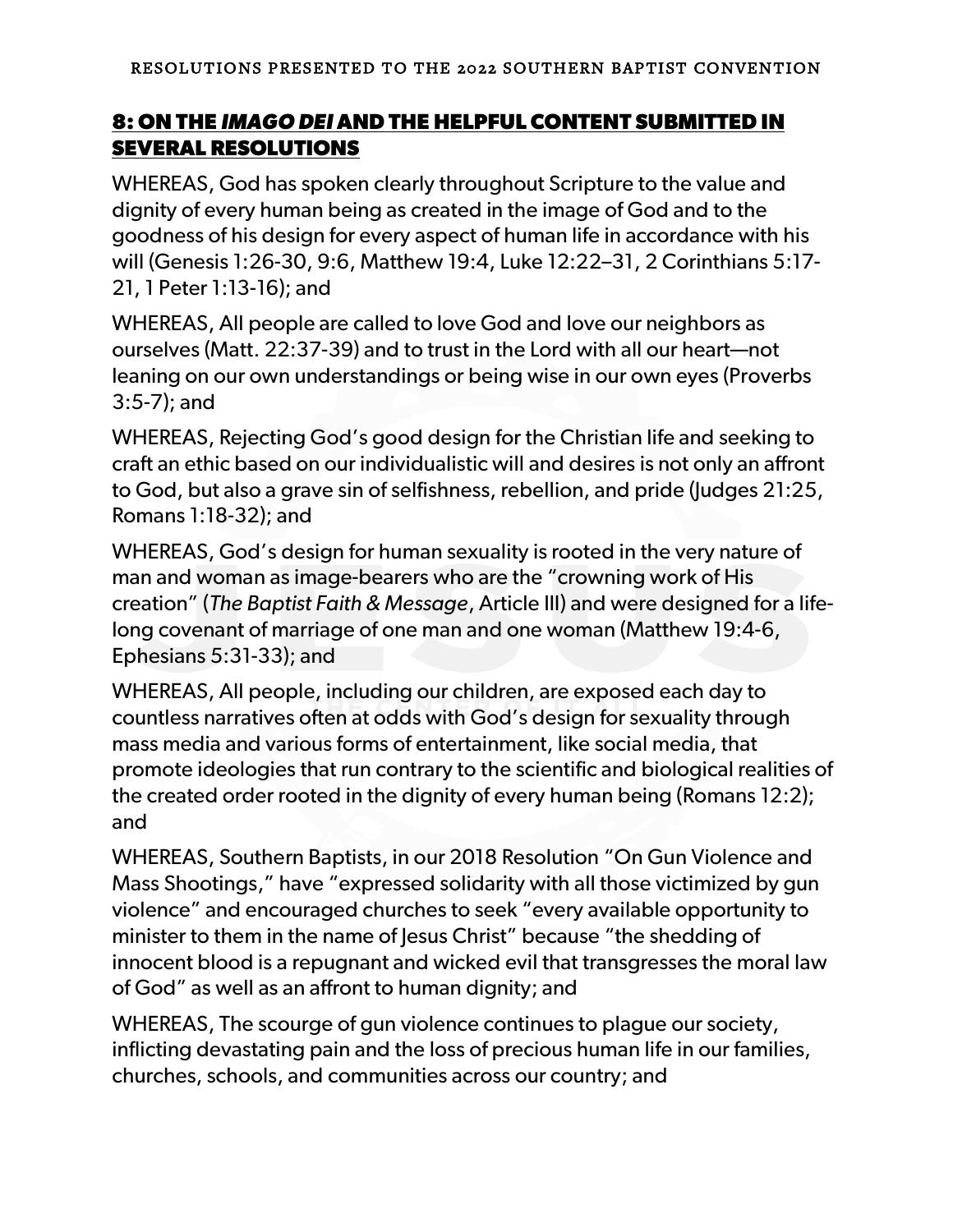## 8: ON THE *IMAGO DEI* AND THE HELPFUL CONTENT SUBMITTED IN SEVERAL RESOLUTIONS

WHEREAS, God has spoken clearly throughout Scripture to the value and dignity of every human being as created in the image of God and to the goodness of his design for every aspect of human life in accordance with his will (Genesis 1:26-30, 9:6, Matthew 19:4, Luke 12:22–31, 2 Corinthians 5:17-21, 1 Peter 1:13-16); and

WHEREAS, All people are called to love God and love our neighbors as ourselves (Matt. 22:37-39) and to trust in the Lord with all our heart—not leaning on our own understandings or being wise in our own eyes (Proverbs 3:5-7); and

WHEREAS, Rejecting God's good design for the Christian life and seeking to craft an ethic based on our individualistic will and desires is not only an affront to God, but also a grave sin of selfishness, rebellion, and pride (Judges 21:25, Romans 1:18-32); and

WHEREAS, God's design for human sexuality is rooted in the very nature of man and woman as image-bearers who are the "crowning work of His creation" (*The Baptist Faith & Message*, Article III) and were designed for a life-long covenant of marriage of one man and one woman (Matthew 19:4-6, Ephesians 5:31-33); and

WHEREAS, All people, including our children, are exposed each day to countless narratives often at odds with God's design for sexuality through mass media and various forms of entertainment, like social media, that promote ideologies that run contrary to the scientific and biological realities of the created order rooted in the dignity of every human being (Romans 12:2); and

WHEREAS, Southern Baptists, in our 2018 Resolution "On Gun Violence and Mass Shootings," have "expressed solidarity with all those victimized by gun violence" and encouraged churches to seek "every available opportunity to minister to them in the name of Jesus Christ" because "the shedding of innocent blood is a repugnant and wicked evil that transgresses the moral law of God" as well as an affront to human dignity; and

WHEREAS, The scourge of gun violence continues to plague our society, inflicting devastating pain and the loss of precious human life in our families, churches, schools, and communities across our country; and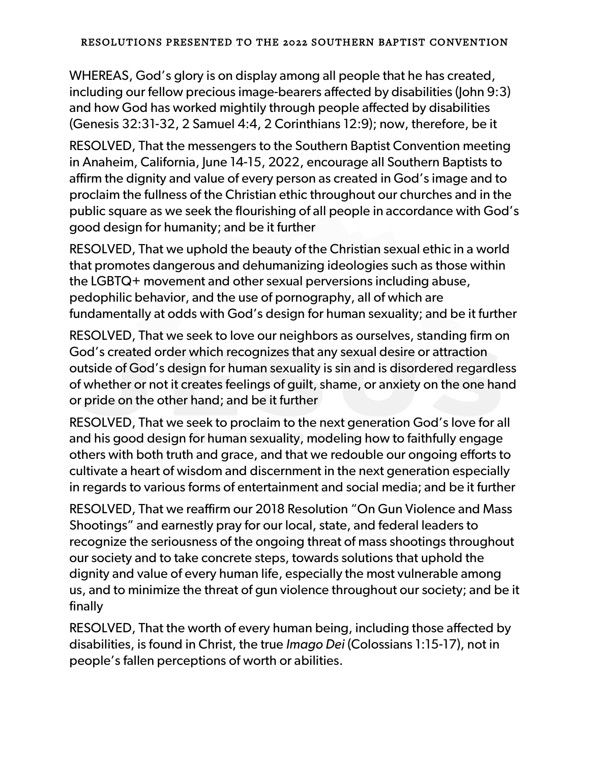WHEREAS, God's glory is on display among all people that he has created, including our fellow precious image-bearers affected by disabilities (John 9:3) and how God has worked mightily through people affected by disabilities (Genesis 32:31-32, 2 Samuel 4:4, 2 Corinthians 12:9); now, therefore, be it

RESOLVED, That the messengers to the Southern Baptist Convention meeting in Anaheim, California, June 14-15, 2022, encourage all Southern Baptists to affirm the dignity and value of every person as created in God's image and to proclaim the fullness of the Christian ethic throughout our churches and in the public square as we seek the flourishing of all people in accordance with God's good design for humanity; and be it further

RESOLVED, That we uphold the beauty of the Christian sexual ethic in a world that promotes dangerous and dehumanizing ideologies such as those within the LGBTQ+ movement and other sexual perversions including abuse, pedophilic behavior, and the use of pornography, all of which are fundamentally at odds with God's design for human sexuality; and be it further

RESOLVED, That we seek to love our neighbors as ourselves, standing firm on God's created order which recognizes that any sexual desire or attraction outside of God's design for human sexuality is sin and is disordered regardless of whether or not it creates feelings of guilt, shame, or anxiety on the one hand or pride on the other hand; and be it further

RESOLVED, That we seek to proclaim to the next generation God's love for all and his good design for human sexuality, modeling how to faithfully engage others with both truth and grace, and that we redouble our ongoing efforts to cultivate a heart of wisdom and discernment in the next generation especially in regards to various forms of entertainment and social media; and be it further

RESOLVED, That we reaffirm our 2018 Resolution "On Gun Violence and Mass Shootings" and earnestly pray for our local, state, and federal leaders to recognize the seriousness of the ongoing threat of mass shootings throughout our society and to take concrete steps, towards solutions that uphold the dignity and value of every human life, especially the most vulnerable among us, and to minimize the threat of gun violence throughout our society; and be it finally

RESOLVED, That the worth of every human being, including those affected by disabilities, is found in Christ, the true *Imago Dei* (Colossians 1:15-17), not in people's fallen perceptions of worth or abilities.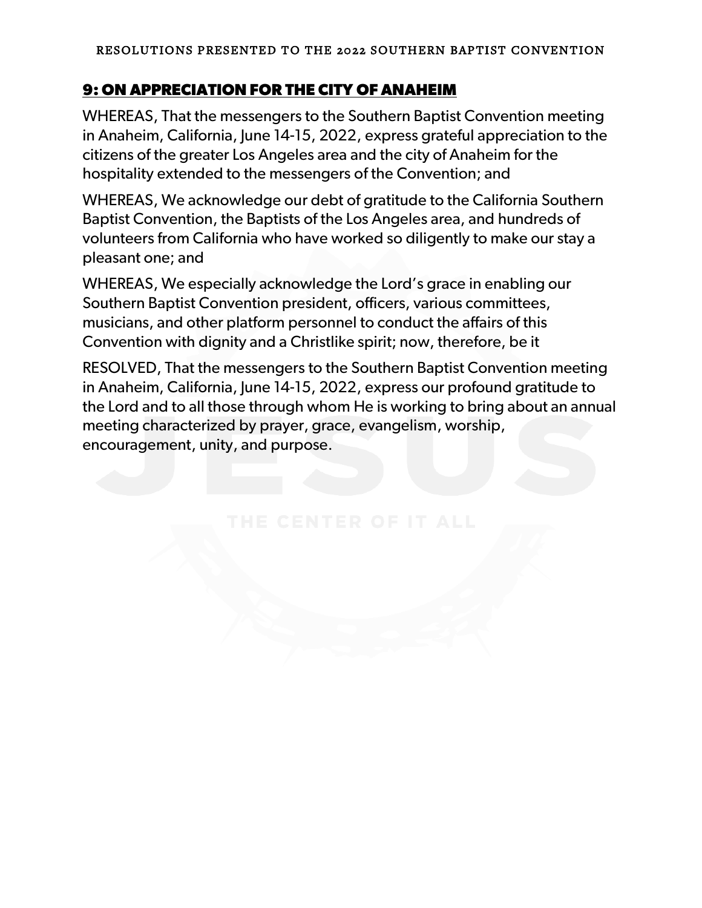## 9: ON APPRECIATION FOR THE CITY OF ANAHEIM

WHEREAS, That the messengers to the Southern Baptist Convention meeting in Anaheim, California, June 14-15, 2022, express grateful appreciation to the citizens of the greater Los Angeles area and the city of Anaheim for the hospitality extended to the messengers of the Convention; and

WHEREAS, We acknowledge our debt of gratitude to the California Southern Baptist Convention, the Baptists of the Los Angeles area, and hundreds of volunteers from California who have worked so diligently to make our stay a pleasant one; and

WHEREAS, We especially acknowledge the Lord's grace in enabling our Southern Baptist Convention president, officers, various committees, musicians, and other platform personnel to conduct the affairs of this Convention with dignity and a Christlike spirit; now, therefore, be it

RESOLVED, That the messengers to the Southern Baptist Convention meeting in Anaheim, California, June 14-15, 2022, express our profound gratitude to the Lord and to all those through whom He is working to bring about an annual meeting characterized by prayer, grace, evangelism, worship, encouragement, unity, and purpose.